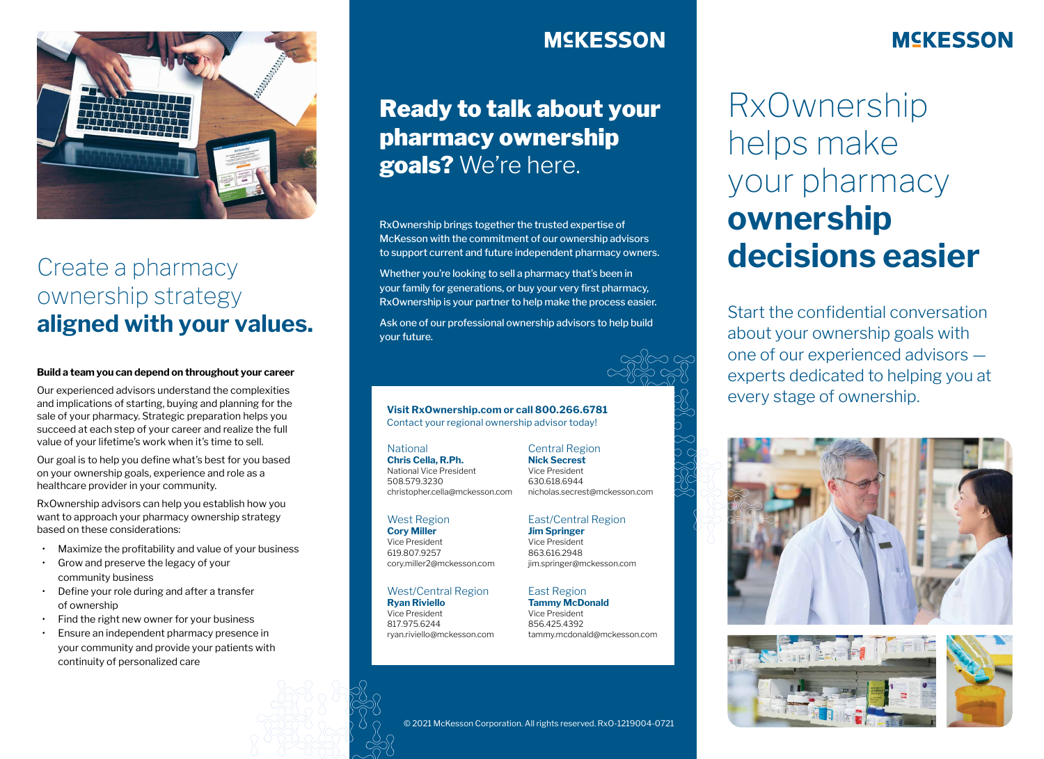# Create a pharmacy ownership strategy **aligned with your values.**

**Build a team you can depend on throughout your career**

Our experienced advisors understand the complexities and implications of starting, buying and planning for the sale of your pharmacy. Strategic preparation helps you succeed at each step of your career and realize the full value of your lifetime's work when it's time to sell.

Our goal is to help you define what's best for you based on your ownership goals, experience and role as a healthcare provider in your community.

RxOwnership advisors can help you establish how you want to approach your pharmacy ownership strategy based on these considerations:

- Maximize the profitability and value of your business
- Grow and preserve the legacy of your community business
- Define your role during and after a transfer of ownership
- Find the right new owner for your business
- Ensure an independent pharmacy presence in your community and provide your patients with continuity of personalized care

MCKESSON

# **Ready to talk about your pharmacy ownership goals?** We're here.

RxOwnership brings together the trusted expertise of McKesson with the commitment of our ownership advisors to support current and future independent pharmacy owners.

Whether you're looking to sell a pharmacy that's been in your family for generations, or buy your very first pharmacy, RxOwnership is your partner to help make the process easier.

Ask one of our professional ownership advisors to help build your future.

**Visit RxOwnership.com or call 800.266.6781**
Contact your regional ownership advisor today!

National
**Chris Cella, R.Ph.**
National Vice President
508.579.3230
christopher.cella@mckesson.com

Central Region
**Nick Secrest**
Vice President
630.618.6944
nicholas.secrest@mckesson.com

West Region
**Cory Miller**
Vice President
619.807.9257
cory.miller2@mckesson.com

East/Central Region
**Jim Springer**
Vice President
863.616.2948
jim.springer@mckesson.com

West/Central Region
**Ryan Riviello**
Vice President
817.975.6244
ryan.riviello@mckesson.com

East Region
**Tammy McDonald**
Vice President
856.425.4392
tammy.mcdonald@mckesson.com

© 2021 McKesson Corporation. All rights reserved. RxO-1219004-0721

MCKESSON

# RxOwnership helps make your pharmacy **ownership decisions easier**

Start the confidential conversation about your ownership goals with one of our experienced advisors — experts dedicated to helping you at every stage of ownership.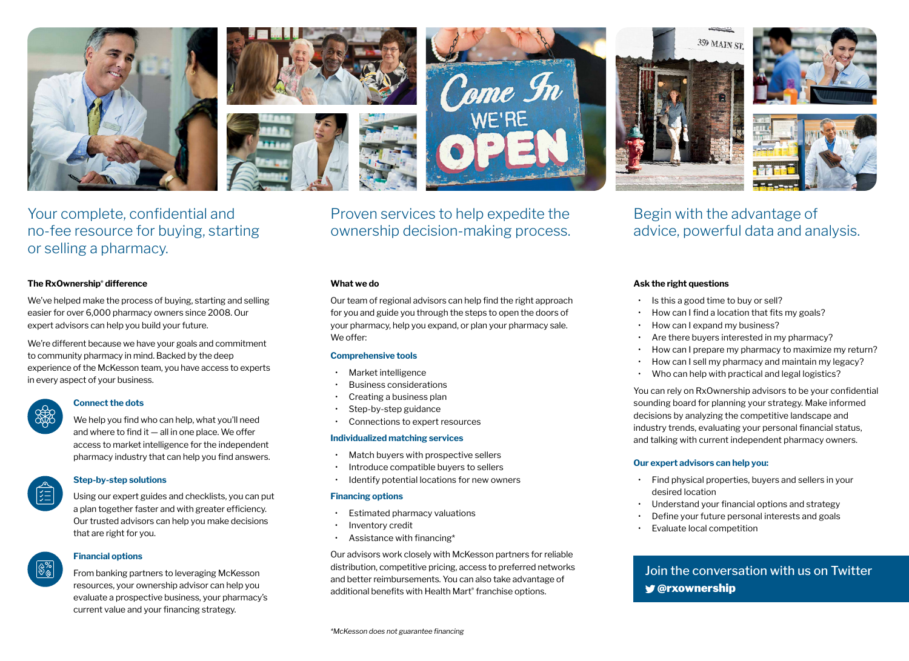## Your complete, confidential and no-fee resource for buying, starting or selling a pharmacy.

### The RxOwnership® difference

We've helped make the process of buying, starting and selling easier for over 6,000 pharmacy owners since 2008. Our expert advisors can help you build your future.

We're different because we have your goals and commitment to community pharmacy in mind. Backed by the deep experience of the McKesson team, you have access to experts in every aspect of your business.

#### Connect the dots

We help you find who can help, what you'll need and where to find it — all in one place. We offer access to market intelligence for the independent pharmacy industry that can help you find answers.

#### Step-by-step solutions

Using our expert guides and checklists, you can put a plan together faster and with greater efficiency. Our trusted advisors can help you make decisions that are right for you.

#### Financial options

From banking partners to leveraging McKesson resources, your ownership advisor can help you evaluate a prospective business, your pharmacy's current value and your financing strategy.

## Proven services to help expedite the ownership decision-making process.

### What we do

Our team of regional advisors can help find the right approach for you and guide you through the steps to open the doors of your pharmacy, help you expand, or plan your pharmacy sale. We offer:

#### Comprehensive tools

- Market intelligence
- Business considerations
- Creating a business plan
- Step-by-step guidance
- Connections to expert resources

#### Individualized matching services

- Match buyers with prospective sellers
- Introduce compatible buyers to sellers
- Identify potential locations for new owners

#### Financing options

- Estimated pharmacy valuations
- Inventory credit
- Assistance with financing*

Our advisors work closely with McKesson partners for reliable distribution, competitive pricing, access to preferred networks and better reimbursements. You can also take advantage of additional benefits with Health Mart® franchise options.

*McKesson does not guarantee financing

## Begin with the advantage of advice, powerful data and analysis.

### Ask the right questions

- Is this a good time to buy or sell?
- How can I find a location that fits my goals?
- How can I expand my business?
- Are there buyers interested in my pharmacy?
- How can I prepare my pharmacy to maximize my return?
- How can I sell my pharmacy and maintain my legacy?
- Who can help with practical and legal logistics?

You can rely on RxOwnership advisors to be your confidential sounding board for planning your strategy. Make informed decisions by analyzing the competitive landscape and industry trends, evaluating your personal financial status, and talking with current independent pharmacy owners.

#### Our expert advisors can help you:

- Find physical properties, buyers and sellers in your desired location
- Understand your financial options and strategy
- Define your future personal interests and goals
- Evaluate local competition

Join the conversation with us on Twitter
**@rxownership**